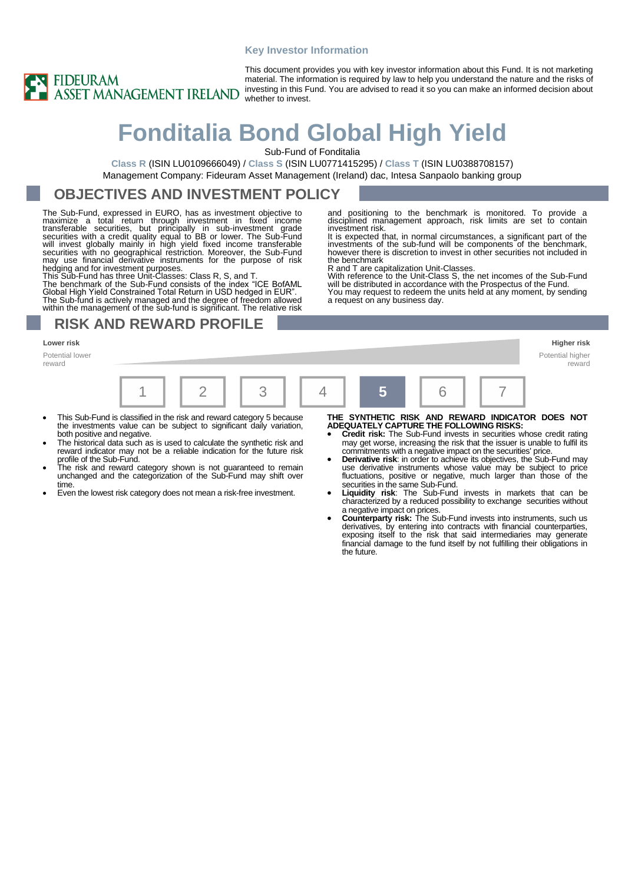Key Investor Information

FIDEURAM ASSET MANAGEMENT IRELAND

This document provides you with key investor information about this Fund. It is not marketing material. The information is required by law to help you understand the nature and the risks of investing in this Fund. You are advised to read it so you can make an informed decision about whether to invest.

# Fonditalia Bond Global High Yield

Sub-Fund of Fonditalia

**Class R** (ISIN LU0109666049) / **Class S** (ISIN LU0771415295) / **Class T** (ISIN LU0388708157)

Management Company: Fideuram Asset Management (Ireland) dac, Intesa Sanpaolo banking group

## OBJECTIVES AND INVESTMENT POLICY

The Sub-Fund, expressed in EURO, has as investment objective to maximize a total return through investment in fixed income transferable securities, but principally in sub-investment grade securities with a credit quality equal to BB or lower. The Sub-Fund will invest globally mainly in high yield fixed income transferable securities with no geographical restriction. Moreover, the Sub-Fund may use financial derivative instruments for the purpose of risk hedging and for investment purposes.

This Sub-Fund has three Unit-Classes: Class R, S, and T.

The benchmark of the Sub-Fund consists of the index "ICE BofAML Global High Yield Constrained Total Return in USD hedged in EUR".

The Sub-fund is actively managed and the degree of freedom allowed within the management of the sub-fund is significant. The relative risk and positioning to the benchmark is monitored. To provide a disciplined management approach, risk limits are set to contain investment risk.

It is expected that, in normal circumstances, a significant part of the investments of the sub-fund will be components of the benchmark, however there is discretion to invest in other securities not included in the benchmark

R and T are capitalization Unit-Classes.

With reference to the Unit-Class S, the net incomes of the Sub-Fund will be distributed in accordance with the Prospectus of the Fund.

You may request to redeem the units held at any moment, by sending a request on any business day.

## RISK AND REWARD PROFILE

**Lower risk** — Potential lower reward | **Higher risk** — Potential higher reward

| 1 | 2 | 3 | 4 | **5** | 6 | 7 |
|---|---|---|---|---|---|---|

- This Sub-Fund is classified in the risk and reward category 5 because the investments value can be subject to significant daily variation, both positive and negative.
- The historical data such as is used to calculate the synthetic risk and reward indicator may not be a reliable indication for the future risk profile of the Sub-Fund.
- The risk and reward category shown is not guaranteed to remain unchanged and the categorization of the Sub-Fund may shift over time.
- Even the lowest risk category does not mean a risk-free investment.

**THE SYNTHETIC RISK AND REWARD INDICATOR DOES NOT ADEQUATELY CAPTURE THE FOLLOWING RISKS:**

- **Credit risk:** The Sub-Fund invests in securities whose credit rating may get worse, increasing the risk that the issuer is unable to fulfil its commitments with a negative impact on the securities' price.
- **Derivative risk**: in order to achieve its objectives, the Sub-Fund may use derivative instruments whose value may be subject to price fluctuations, positive or negative, much larger than those of the securities in the same Sub-Fund.
- **Liquidity risk**: The Sub-Fund invests in markets that can be characterized by a reduced possibility to exchange securities without a negative impact on prices.
- **Counterparty risk:** The Sub-Fund invests into instruments, such us derivatives, by entering into contracts with financial counterparties, exposing itself to the risk that said intermediaries may generate financial damage to the fund itself by not fulfilling their obligations in the future.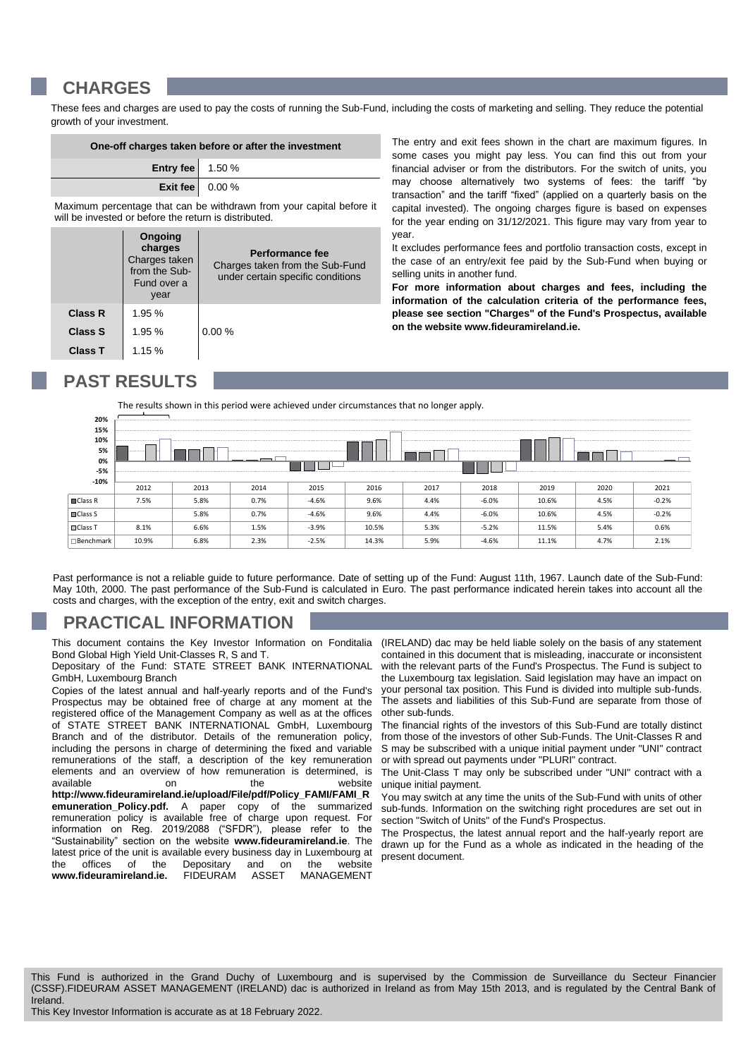## CHARGES

These fees and charges are used to pay the costs of running the Sub-Fund, including the costs of marketing and selling. They reduce the potential growth of your investment.

| One-off charges taken before or after the investment | |
|---|---|
| **Entry fee** | 1.50 % |
| **Exit fee** | 0.00 % |

Maximum percentage that can be withdrawn from your capital before it will be invested or before the return is distributed.

| | **Ongoing charges** Charges taken from the Sub-Fund over a year | **Performance fee** Charges taken from the Sub-Fund under certain specific conditions |
|---|---|---|
| **Class R** | 1.95 % | |
| **Class S** | 1.95 % | 0.00 % |
| **Class T** | 1.15 % | |

The entry and exit fees shown in the chart are maximum figures. In some cases you might pay less. You can find this out from your financial adviser or from the distributors. For the switch of units, you may choose alternatively two systems of fees: the tariff "by transaction" and the tariff "fixed" (applied on a quarterly basis on the capital invested). The ongoing charges figure is based on expenses for the year ending on 31/12/2021. This figure may vary from year to year.

It excludes performance fees and portfolio transaction costs, except in the case of an entry/exit fee paid by the Sub-Fund when buying or selling units in another fund.

**For more information about charges and fees, including the information of the calculation criteria of the performance fees, please see section "Charges" of the Fund's Prospectus, available on the website www.fideuramireland.ie.**

## PAST RESULTS

The results shown in this period were achieved under circumstances that no longer apply.

20%
15%
10%
5%
0%
-5%
-10%

| | 2012 | 2013 | 2014 | 2015 | 2016 | 2017 | 2018 | 2019 | 2020 | 2021 |
|---|---|---|---|---|---|---|---|---|---|---|
| Class R | 7.5% | 5.8% | 0.7% | -4.6% | 9.6% | 4.4% | -6.0% | 10.6% | 4.5% | -0.2% |
| Class S | | 5.8% | 0.7% | -4.6% | 9.6% | 4.4% | -6.0% | 10.6% | 4.5% | -0.2% |
| Class T | 8.1% | 6.6% | 1.5% | -3.9% | 10.5% | 5.3% | -5.2% | 11.5% | 5.4% | 0.6% |
| Benchmark | 10.9% | 6.8% | 2.3% | -2.5% | 14.3% | 5.9% | -4.6% | 11.1% | 4.7% | 2.1% |

Past performance is not a reliable guide to future performance. Date of setting up of the Fund: August 11th, 1967. Launch date of the Sub-Fund: May 10th, 2000. The past performance of the Sub-Fund is calculated in Euro. The past performance indicated herein takes into account all the costs and charges, with the exception of the entry, exit and switch charges.

## PRACTICAL INFORMATION

This document contains the Key Investor Information on Fonditalia Bond Global High Yield Unit-Classes R, S and T.

Depositary of the Fund: STATE STREET BANK INTERNATIONAL GmbH, Luxembourg Branch

Copies of the latest annual and half-yearly reports and of the Fund's Prospectus may be obtained free of charge at any moment at the registered office of the Management Company as well as at the offices of STATE STREET BANK INTERNATIONAL GmbH, Luxembourg Branch and of the distributor. Details of the remuneration policy, including the persons in charge of determining the fixed and variable remunerations of the staff, a description of the key remuneration elements and an overview of how remuneration is determined, is available on the website **http://www.fideuramireland.ie/upload/File/pdf/Policy_FAMI/FAMI_Remuneration_Policy.pdf.** A paper copy of the summarized remuneration policy is available free of charge upon request. For information on Reg. 2019/2088 ("SFDR"), please refer to the "Sustainability" section on the website **www.fideuramireland.ie**. The latest price of the unit is available every business day in Luxembourg at the offices of the Depositary and on the website **www.fideuramireland.ie.** FIDEURAM ASSET MANAGEMENT (IRELAND) dac may be held liable solely on the basis of any statement contained in this document that is misleading, inaccurate or inconsistent with the relevant parts of the Fund's Prospectus. The Fund is subject to the Luxembourg tax legislation. Said legislation may have an impact on your personal tax position. This Fund is divided into multiple sub-funds. The assets and liabilities of this Sub-Fund are separate from those of other sub-funds.

The financial rights of the investors of this Sub-Fund are totally distinct from those of the investors of other Sub-Funds. The Unit-Classes R and S may be subscribed with a unique initial payment under "UNI" contract or with spread out payments under "PLURI" contract.

The Unit-Class T may only be subscribed under "UNI" contract with a unique initial payment.

You may switch at any time the units of the Sub-Fund with units of other sub-funds. Information on the switching right procedures are set out in section "Switch of Units" of the Fund's Prospectus.

The Prospectus, the latest annual report and the half-yearly report are drawn up for the Fund as a whole as indicated in the heading of the present document.

This Fund is authorized in the Grand Duchy of Luxembourg and is supervised by the Commission de Surveillance du Secteur Financier (CSSF).FIDEURAM ASSET MANAGEMENT (IRELAND) dac is authorized in Ireland as from May 15th 2013, and is regulated by the Central Bank of Ireland.

This Key Investor Information is accurate as at 18 February 2022.